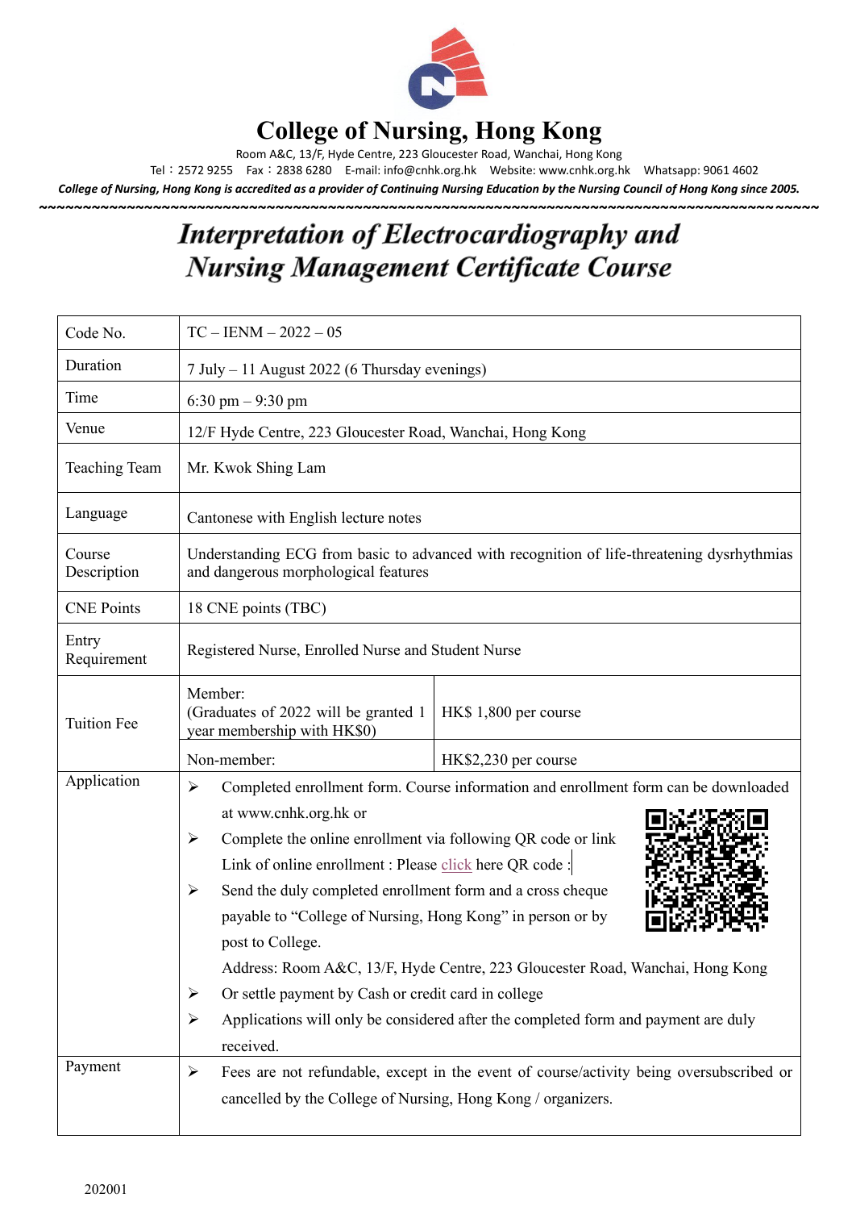# College of Nursing, Hong Kong

Room A&C, 13/F, Hyde Centre, 223 Gloucester Road, Wanchai, Hong Kong

Tel：2572 9255　Fax：2838 6280　E-mail: info@cnhk.org.hk　Website: www.cnhk.org.hk　Whatsapp: 9061 4602

***College of Nursing, Hong Kong is accredited as a provider of Continuing Nursing Education by the Nursing Council of Hong Kong since 2005.***

## *Interpretation of Electrocardiography and Nursing Management Certificate Course*

| | | |
|---|---|---|
| Code No. | TC – IENM – 2022 – 05 | |
| Duration | 7 July – 11 August 2022 (6 Thursday evenings) | |
| Time | 6:30 pm – 9:30 pm | |
| Venue | 12/F Hyde Centre, 223 Gloucester Road, Wanchai, Hong Kong | |
| Teaching Team | Mr. Kwok Shing Lam | |
| Language | Cantonese with English lecture notes | |
| Course Description | Understanding ECG from basic to advanced with recognition of life-threatening dysrhythmias and dangerous morphological features | |
| CNE Points | 18 CNE points (TBC) | |
| Entry Requirement | Registered Nurse, Enrolled Nurse and Student Nurse | |
| Tuition Fee | Member: (Graduates of 2022 will be granted 1 year membership with HK$0) | HK$ 1,800 per course |
| | Non-member: | HK$2,230 per course |
| Application | ➢ Completed enrollment form. Course information and enrollment form can be downloaded at www.cnhk.org.hk or<br>➢ Complete the online enrollment via following QR code or link<br>Link of online enrollment : Please click here QR code :<br>➢ Send the duly completed enrollment form and a cross cheque payable to "College of Nursing, Hong Kong" in person or by post to College.<br>Address: Room A&C, 13/F, Hyde Centre, 223 Gloucester Road, Wanchai, Hong Kong<br>➢ Or settle payment by Cash or credit card in college<br>➢ Applications will only be considered after the completed form and payment are duly received. | |
| Payment | ➢ Fees are not refundable, except in the event of course/activity being oversubscribed or cancelled by the College of Nursing, Hong Kong / organizers. | |

202001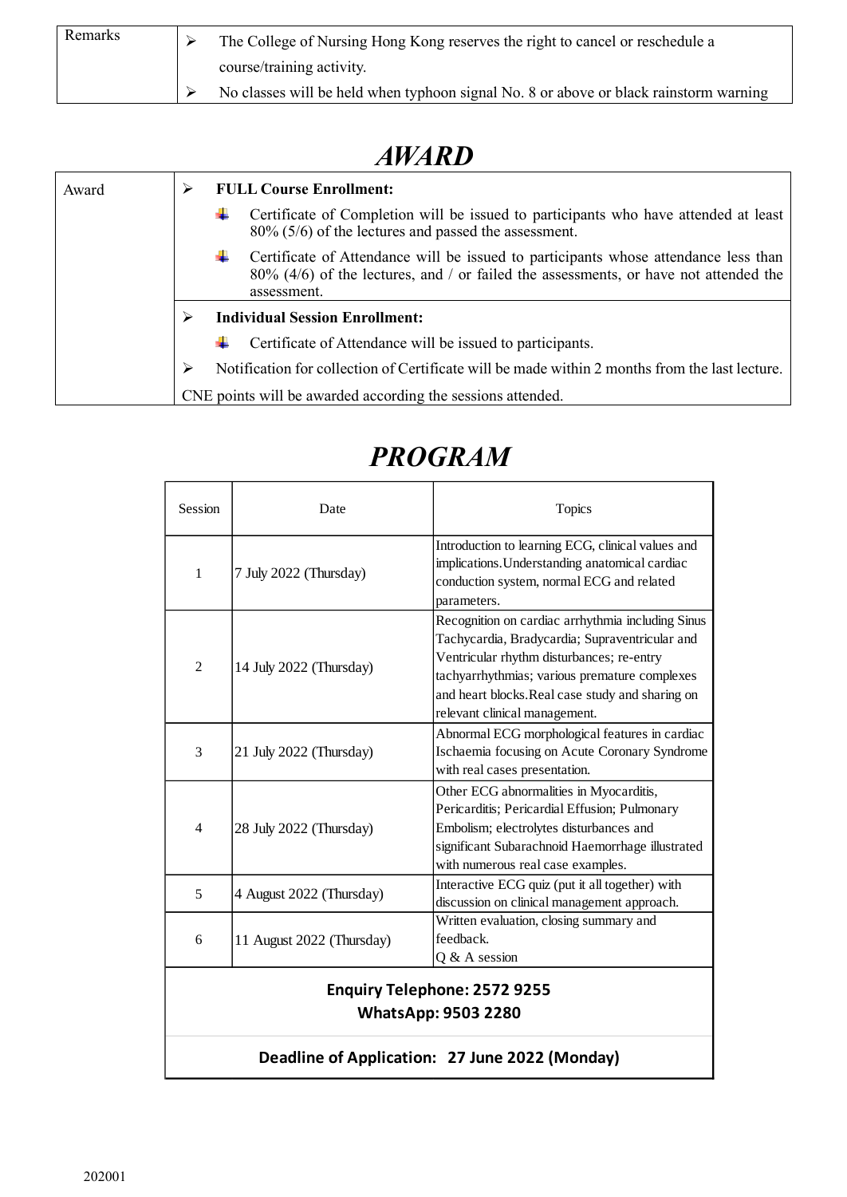| | |
|---|---|
| Remarks | ➢ The College of Nursing Hong Kong reserves the right to cancel or reschedule a course/training activity.<br>➢ No classes will be held when typhoon signal No. 8 or above or black rainstorm warning |

# *AWARD*

| | |
|---|---|
| Award | ➢ **FULL Course Enrollment:**<br>• Certificate of Completion will be issued to participants who have attended at least 80% (5/6) of the lectures and passed the assessment.<br>• Certificate of Attendance will be issued to participants whose attendance less than 80% (4/6) of the lectures, and / or failed the assessments, or have not attended the assessment. |
| | ➢ **Individual Session Enrollment:**<br>• Certificate of Attendance will be issued to participants.<br>➢ Notification for collection of Certificate will be made within 2 months from the last lecture. |
| | CNE points will be awarded according the sessions attended. |

# *PROGRAM*

| Session | Date | Topics |
|---|---|---|
| 1 | 7 July 2022 (Thursday) | Introduction to learning ECG, clinical values and implications.Understanding anatomical cardiac conduction system, normal ECG and related parameters. |
| 2 | 14 July 2022 (Thursday) | Recognition on cardiac arrhythmia including Sinus Tachycardia, Bradycardia; Supraventricular and Ventricular rhythm disturbances; re-entry tachyarrhythmias; various premature complexes and heart blocks.Real case study and sharing on relevant clinical management. |
| 3 | 21 July 2022 (Thursday) | Abnormal ECG morphological features in cardiac Ischaemia focusing on Acute Coronary Syndrome with real cases presentation. |
| 4 | 28 July 2022 (Thursday) | Other ECG abnormalities in Myocarditis, Pericarditis; Pericardial Effusion; Pulmonary Embolism; electrolytes disturbances and significant Subarachnoid Haemorrhage illustrated with numerous real case examples. |
| 5 | 4 August 2022 (Thursday) | Interactive ECG quiz (put it all together) with discussion on clinical management approach. |
| 6 | 11 August 2022 (Thursday) | Written evaluation, closing summary and feedback.<br>Q & A session |

**Enquiry Telephone: 2572 9255**
**WhatsApp: 9503 2280**

**Deadline of Application: 27 June 2022 (Monday)**

202001